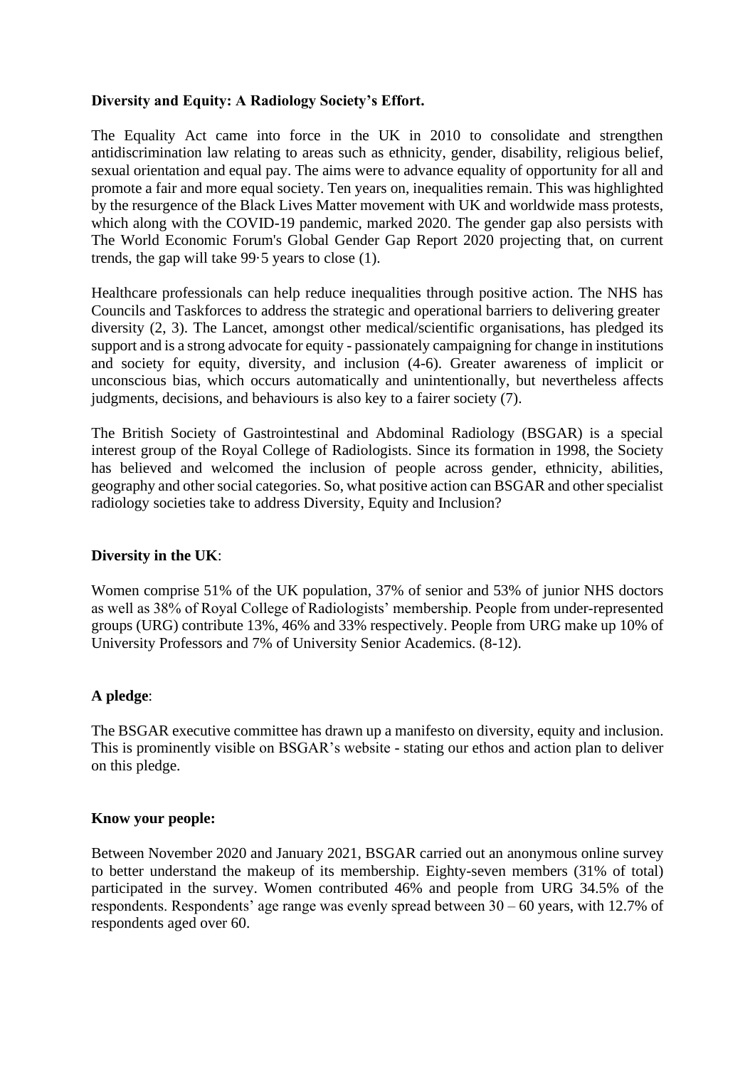**Diversity and Equity: A Radiology Society's Effort.**

The Equality Act came into force in the UK in 2010 to consolidate and strengthen antidiscrimination law relating to areas such as ethnicity, gender, disability, religious belief, sexual orientation and equal pay. The aims were to advance equality of opportunity for all and promote a fair and more equal society. Ten years on, inequalities remain. This was highlighted by the resurgence of the Black Lives Matter movement with UK and worldwide mass protests, which along with the COVID-19 pandemic, marked 2020. The gender gap also persists with The World Economic Forum's Global Gender Gap Report 2020 projecting that, on current trends, the gap will take 99·5 years to close (1).

Healthcare professionals can help reduce inequalities through positive action. The NHS has Councils and Taskforces to address the strategic and operational barriers to delivering greater diversity (2, 3). The Lancet, amongst other medical/scientific organisations, has pledged its support and is a strong advocate for equity - passionately campaigning for change in institutions and society for equity, diversity, and inclusion (4-6). Greater awareness of implicit or unconscious bias, which occurs automatically and unintentionally, but nevertheless affects judgments, decisions, and behaviours is also key to a fairer society (7).

The British Society of Gastrointestinal and Abdominal Radiology (BSGAR) is a special interest group of the Royal College of Radiologists. Since its formation in 1998, the Society has believed and welcomed the inclusion of people across gender, ethnicity, abilities, geography and other social categories. So, what positive action can BSGAR and other specialist radiology societies take to address Diversity, Equity and Inclusion?

**Diversity in the UK**:

Women comprise 51% of the UK population, 37% of senior and 53% of junior NHS doctors as well as 38% of Royal College of Radiologists' membership. People from under-represented groups (URG) contribute 13%, 46% and 33% respectively. People from URG make up 10% of University Professors and 7% of University Senior Academics. (8-12).

**A pledge**:

The BSGAR executive committee has drawn up a manifesto on diversity, equity and inclusion. This is prominently visible on BSGAR's website - stating our ethos and action plan to deliver on this pledge.

**Know your people:**

Between November 2020 and January 2021, BSGAR carried out an anonymous online survey to better understand the makeup of its membership. Eighty-seven members (31% of total) participated in the survey. Women contributed 46% and people from URG 34.5% of the respondents. Respondents' age range was evenly spread between 30 – 60 years, with 12.7% of respondents aged over 60.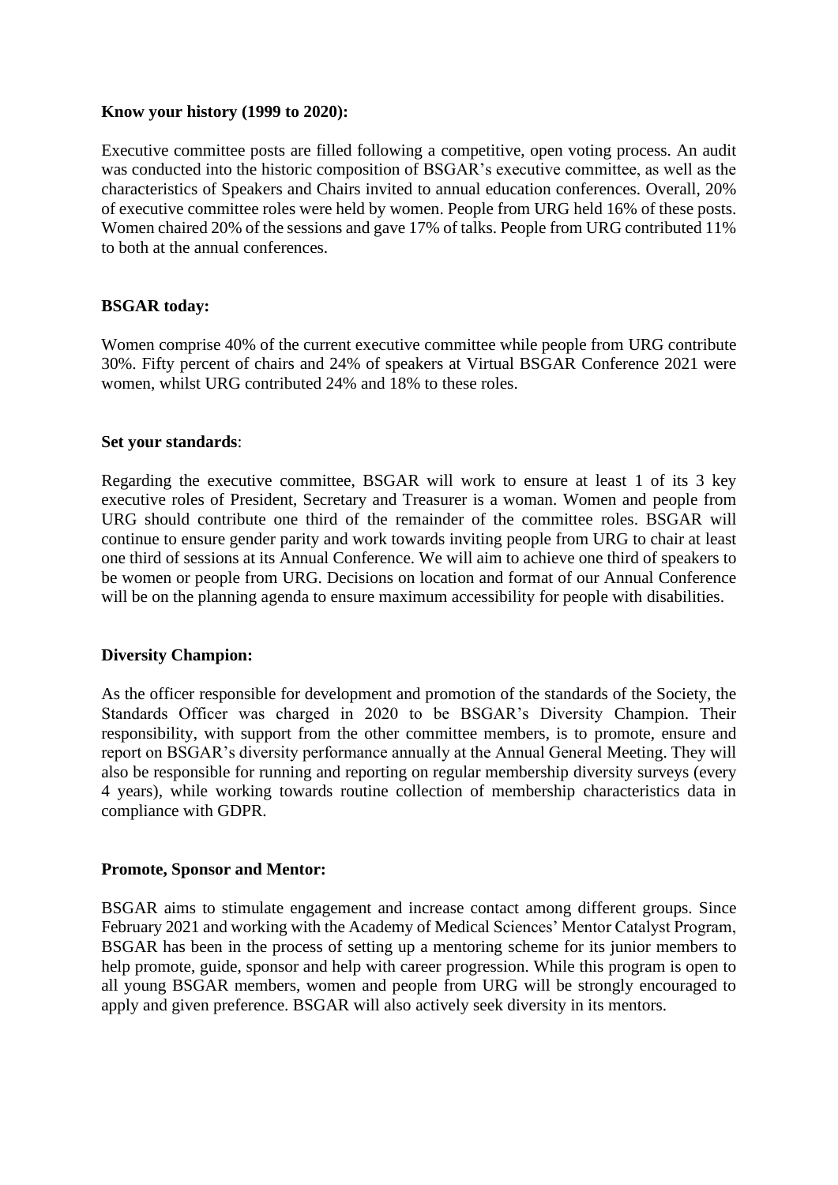**Know your history (1999 to 2020):**

Executive committee posts are filled following a competitive, open voting process. An audit was conducted into the historic composition of BSGAR's executive committee, as well as the characteristics of Speakers and Chairs invited to annual education conferences. Overall, 20% of executive committee roles were held by women. People from URG held 16% of these posts. Women chaired 20% of the sessions and gave 17% of talks. People from URG contributed 11% to both at the annual conferences.

**BSGAR today:**

Women comprise 40% of the current executive committee while people from URG contribute 30%. Fifty percent of chairs and 24% of speakers at Virtual BSGAR Conference 2021 were women, whilst URG contributed 24% and 18% to these roles.

**Set your standards**:

Regarding the executive committee, BSGAR will work to ensure at least 1 of its 3 key executive roles of President, Secretary and Treasurer is a woman. Women and people from URG should contribute one third of the remainder of the committee roles. BSGAR will continue to ensure gender parity and work towards inviting people from URG to chair at least one third of sessions at its Annual Conference. We will aim to achieve one third of speakers to be women or people from URG. Decisions on location and format of our Annual Conference will be on the planning agenda to ensure maximum accessibility for people with disabilities.

**Diversity Champion:**

As the officer responsible for development and promotion of the standards of the Society, the Standards Officer was charged in 2020 to be BSGAR's Diversity Champion. Their responsibility, with support from the other committee members, is to promote, ensure and report on BSGAR's diversity performance annually at the Annual General Meeting. They will also be responsible for running and reporting on regular membership diversity surveys (every 4 years), while working towards routine collection of membership characteristics data in compliance with GDPR.

**Promote, Sponsor and Mentor:**

BSGAR aims to stimulate engagement and increase contact among different groups. Since February 2021 and working with the Academy of Medical Sciences' Mentor Catalyst Program, BSGAR has been in the process of setting up a mentoring scheme for its junior members to help promote, guide, sponsor and help with career progression. While this program is open to all young BSGAR members, women and people from URG will be strongly encouraged to apply and given preference. BSGAR will also actively seek diversity in its mentors.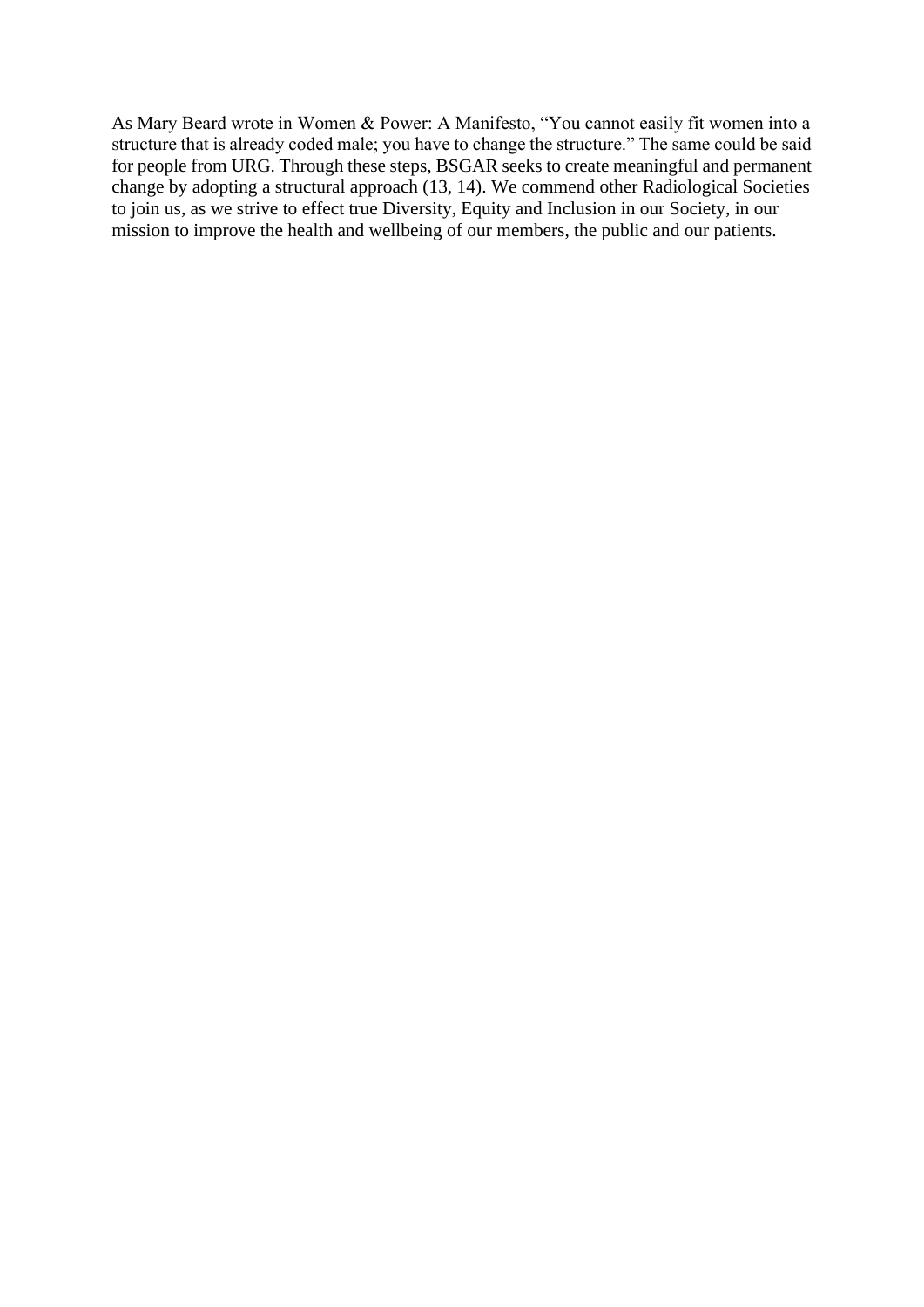As Mary Beard wrote in Women & Power: A Manifesto, "You cannot easily fit women into a structure that is already coded male; you have to change the structure." The same could be said for people from URG. Through these steps, BSGAR seeks to create meaningful and permanent change by adopting a structural approach (13, 14). We commend other Radiological Societies to join us, as we strive to effect true Diversity, Equity and Inclusion in our Society, in our mission to improve the health and wellbeing of our members, the public and our patients.